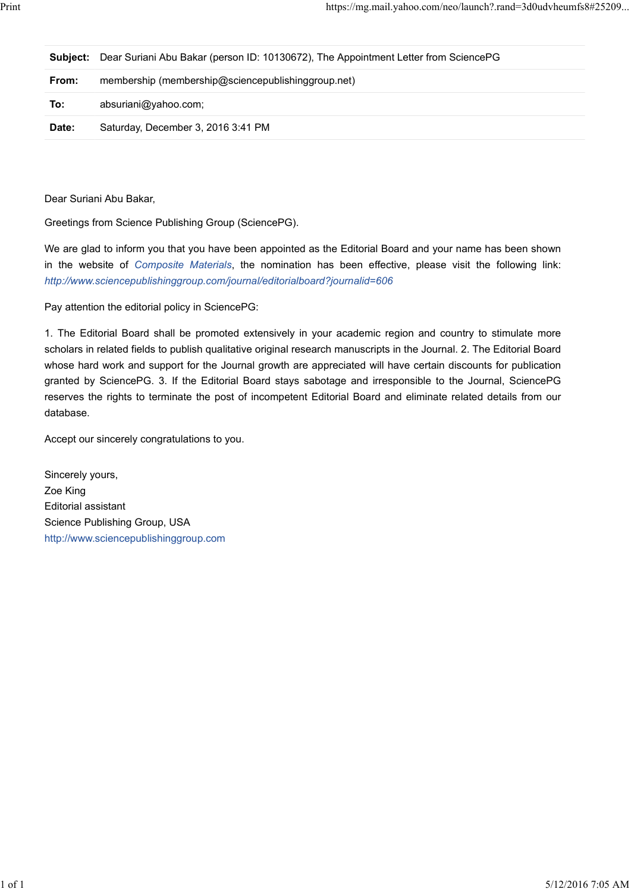| | |
|---|---|
| **Subject:** | Dear Suriani Abu Bakar (person ID: 10130672), The Appointment Letter from SciencePG |
| **From:** | membership (membership@sciencepublishinggroup.net) |
| **To:** | absuriani@yahoo.com; |
| **Date:** | Saturday, December 3, 2016 3:41 PM |

Dear Suriani Abu Bakar,

Greetings from Science Publishing Group (SciencePG).

We are glad to inform you that you have been appointed as the Editorial Board and your name has been shown in the website of *Composite Materials*, the nomination has been effective, please visit the following link: *http://www.sciencepublishinggroup.com/journal/editorialboard?journalid=606*

Pay attention the editorial policy in SciencePG:

1. The Editorial Board shall be promoted extensively in your academic region and country to stimulate more scholars in related fields to publish qualitative original research manuscripts in the Journal. 2. The Editorial Board whose hard work and support for the Journal growth are appreciated will have certain discounts for publication granted by SciencePG. 3. If the Editorial Board stays sabotage and irresponsible to the Journal, SciencePG reserves the rights to terminate the post of incompetent Editorial Board and eliminate related details from our database.

Accept our sincerely congratulations to you.

Sincerely yours,
Zoe King
Editorial assistant
Science Publishing Group, USA
http://www.sciencepublishinggroup.com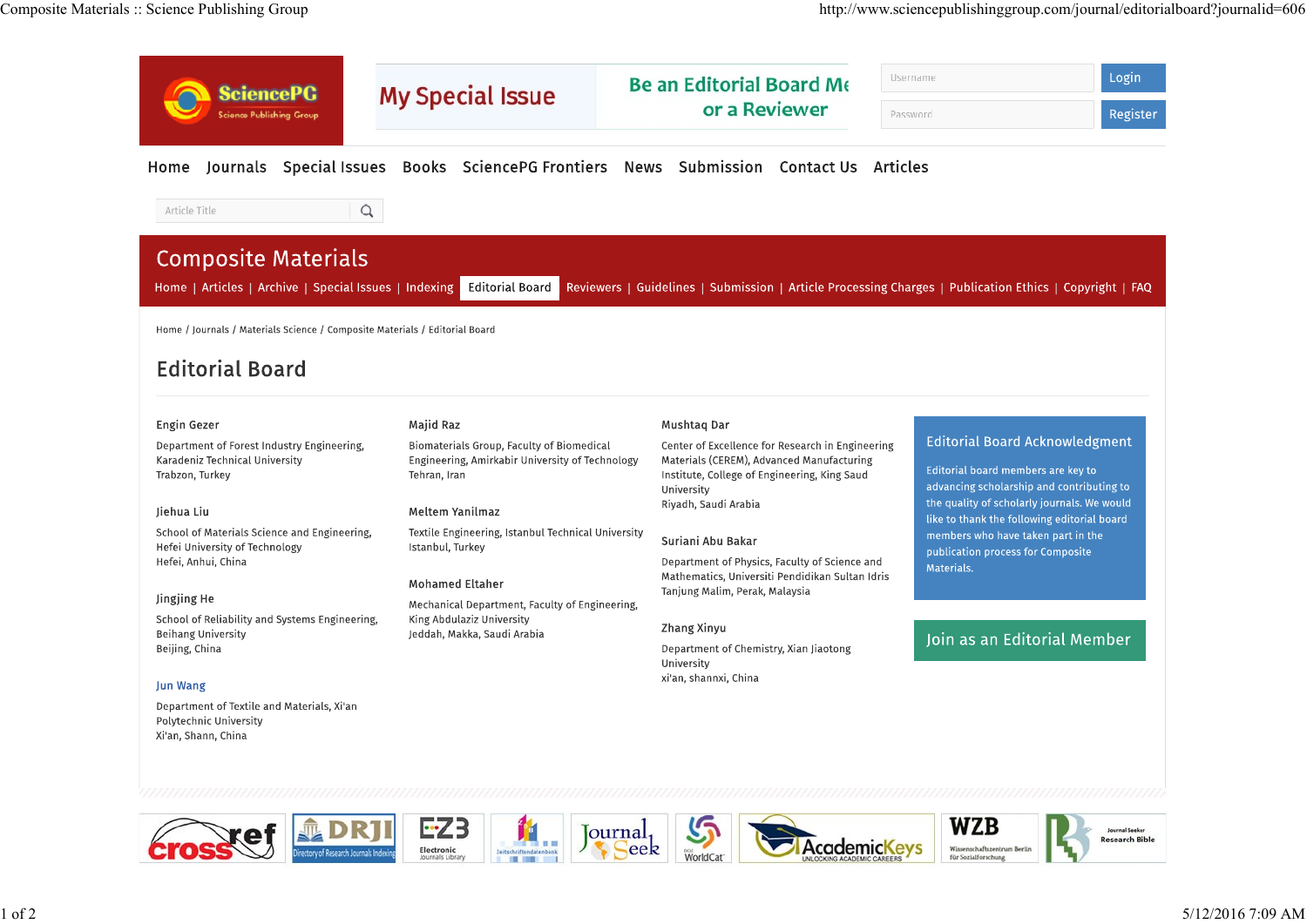My Special Issue

Be an Editorial Board Member or a Reviewer

Username

Login

Password

Register

Home Journals Special Issues Books SciencePG Frontiers News Submission Contact Us Articles

Article Title

# Composite Materials

Home | Articles | Archive | Special Issues | Indexing | Editorial Board | Reviewers | Guidelines | Submission | Article Processing Charges | Publication Ethics | Copyright | FAQ

Home / Journals / Materials Science / Composite Materials / Editorial Board

## Editorial Board

**Engin Gezer**
Department of Forest Industry Engineering, Karadeniz Technical University
Trabzon, Turkey

**Jiehua Liu**
School of Materials Science and Engineering, Hefei University of Technology
Hefei, Anhui, China

**Jingjing He**
School of Reliability and Systems Engineering, Beihang University
Beijing, China

**Jun Wang**
Department of Textile and Materials, Xi'an Polytechnic University
Xi'an, Shann, China

**Majid Raz**
Biomaterials Group, Faculty of Biomedical Engineering, Amirkabir University of Technology
Tehran, Iran

**Meltem Yanilmaz**
Textile Engineering, Istanbul Technical University
Istanbul, Turkey

**Mohamed Eltaher**
Mechanical Department, Faculty of Engineering, King Abdulaziz University
Jeddah, Makka, Saudi Arabia

**Mushtaq Dar**
Center of Excellence for Research in Engineering Materials (CEREM), Advanced Manufacturing Institute, College of Engineering, King Saud University
Riyadh, Saudi Arabia

**Suriani Abu Bakar**
Department of Physics, Faculty of Science and Mathematics, Universiti Pendidikan Sultan Idris
Tanjung Malim, Perak, Malaysia

**Zhang Xinyu**
Department of Chemistry, Xian Jiaotong University
xi'an, shannxi, China

### Editorial Board Acknowledgment

Editorial board members are key to advancing scholarship and contributing to the quality of scholarly journals. We would like to thank the following editorial board members who have taken part in the publication process for Composite Materials.

Join as an Editorial Member